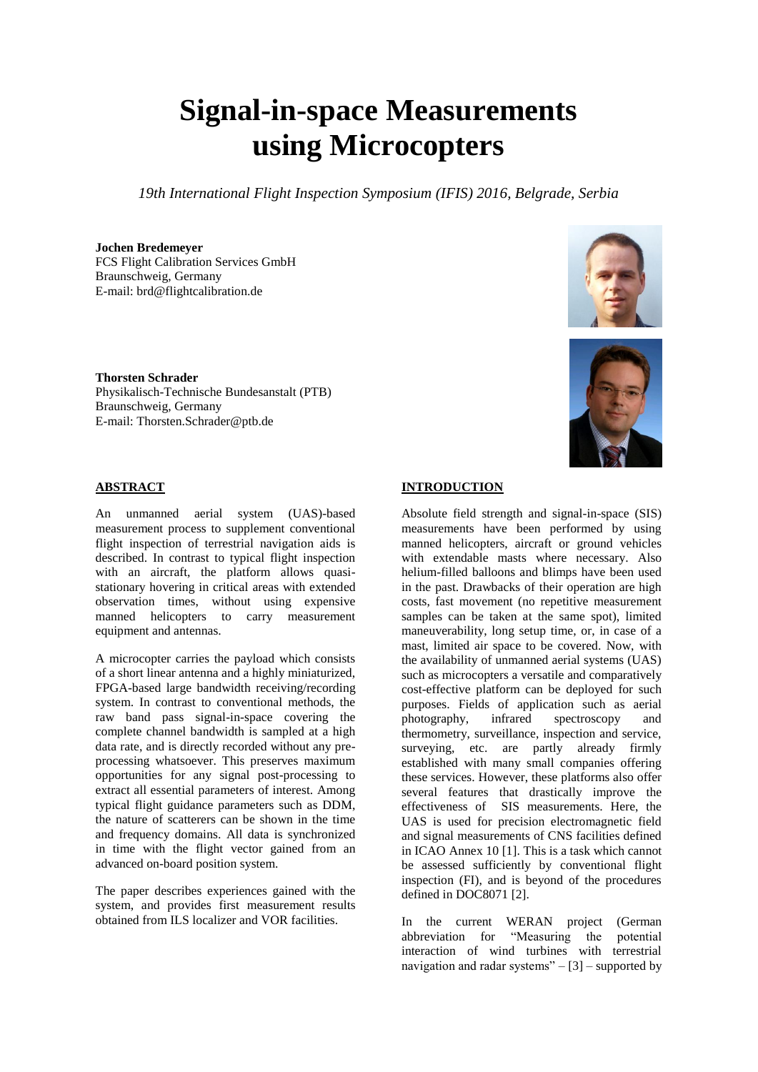# Signal-in-space Measurements using Microcopters

*19th International Flight Inspection Symposium (IFIS) 2016, Belgrade, Serbia*

**Jochen Bredemeyer**
FCS Flight Calibration Services GmbH
Braunschweig, Germany
E-mail: brd@flightcalibration.de

**Thorsten Schrader**
Physikalisch-Technische Bundesanstalt (PTB)
Braunschweig, Germany
E-mail: Thorsten.Schrader@ptb.de

## ABSTRACT

An unmanned aerial system (UAS)-based measurement process to supplement conventional flight inspection of terrestrial navigation aids is described. In contrast to typical flight inspection with an aircraft, the platform allows quasi-stationary hovering in critical areas with extended observation times, without using expensive manned helicopters to carry measurement equipment and antennas.

A microcopter carries the payload which consists of a short linear antenna and a highly miniaturized, FPGA-based large bandwidth receiving/recording system. In contrast to conventional methods, the raw band pass signal-in-space covering the complete channel bandwidth is sampled at a high data rate, and is directly recorded without any pre-processing whatsoever. This preserves maximum opportunities for any signal post-processing to extract all essential parameters of interest. Among typical flight guidance parameters such as DDM, the nature of scatterers can be shown in the time and frequency domains. All data is synchronized in time with the flight vector gained from an advanced on-board position system.

The paper describes experiences gained with the system, and provides first measurement results obtained from ILS localizer and VOR facilities.

## INTRODUCTION

Absolute field strength and signal-in-space (SIS) measurements have been performed by using manned helicopters, aircraft or ground vehicles with extendable masts where necessary. Also helium-filled balloons and blimps have been used in the past. Drawbacks of their operation are high costs, fast movement (no repetitive measurement samples can be taken at the same spot), limited maneuverability, long setup time, or, in case of a mast, limited air space to be covered. Now, with the availability of unmanned aerial systems (UAS) such as microcopters a versatile and comparatively cost-effective platform can be deployed for such purposes. Fields of application such as aerial photography, infrared spectroscopy and thermometry, surveillance, inspection and service, surveying, etc. are partly already firmly established with many small companies offering these services. However, these platforms also offer several features that drastically improve the effectiveness of SIS measurements. Here, the UAS is used for precision electromagnetic field and signal measurements of CNS facilities defined in ICAO Annex 10 [1]. This is a task which cannot be assessed sufficiently by conventional flight inspection (FI), and is beyond of the procedures defined in DOC8071 [2].

In the current WERAN project (German abbreviation for "Measuring the potential interaction of wind turbines with terrestrial navigation and radar systems" – [3] – supported by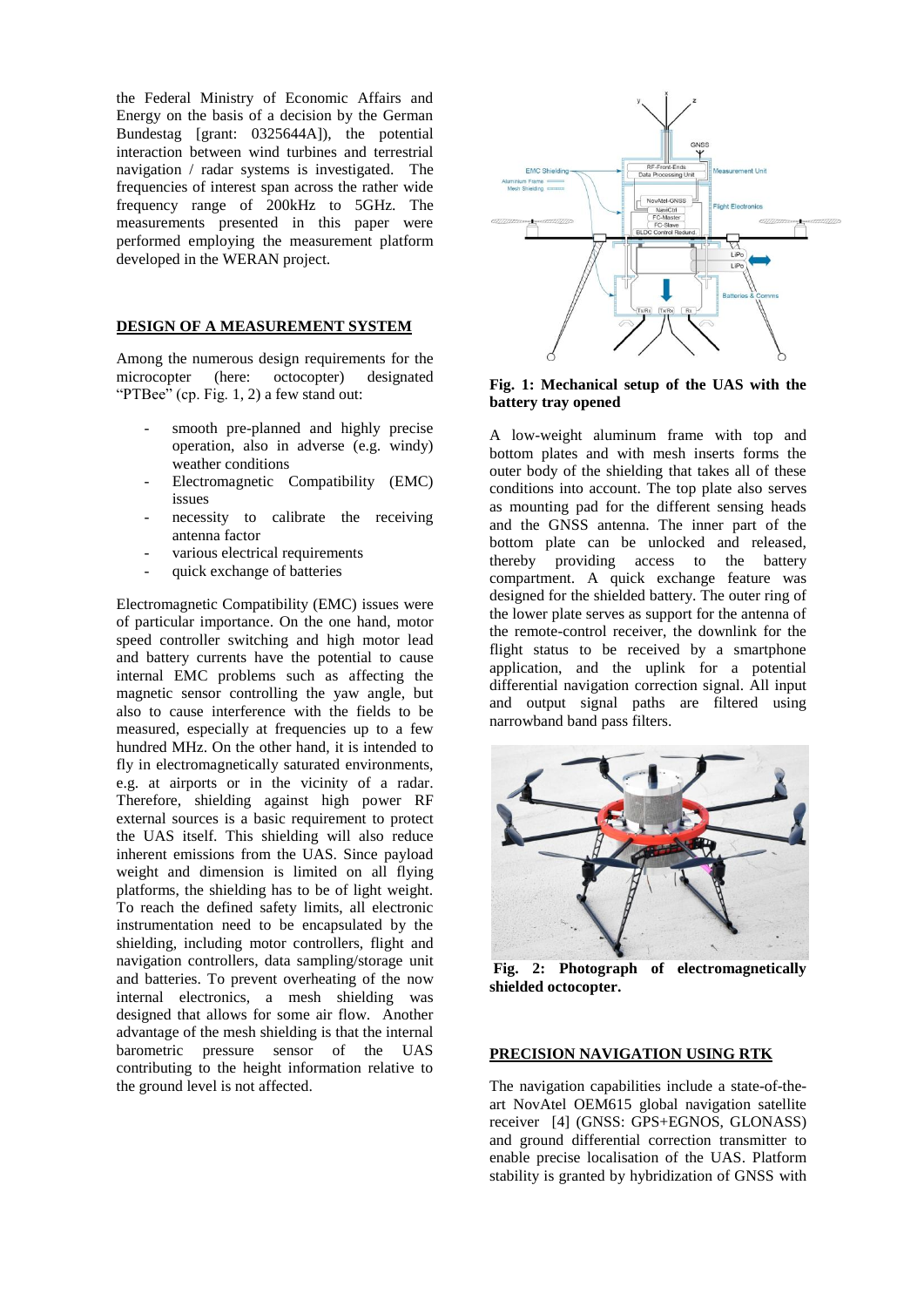the Federal Ministry of Economic Affairs and Energy on the basis of a decision by the German Bundestag [grant: 0325644A]), the potential interaction between wind turbines and terrestrial navigation / radar systems is investigated. The frequencies of interest span across the rather wide frequency range of 200kHz to 5GHz. The measurements presented in this paper were performed employing the measurement platform developed in the WERAN project.

## DESIGN OF A MEASUREMENT SYSTEM

Among the numerous design requirements for the microcopter (here: octocopter) designated "PTBee" (cp. Fig. 1, 2) a few stand out:

- smooth pre-planned and highly precise operation, also in adverse (e.g. windy) weather conditions
- Electromagnetic Compatibility (EMC) issues
- necessity to calibrate the receiving antenna factor
- various electrical requirements
- quick exchange of batteries

Electromagnetic Compatibility (EMC) issues were of particular importance. On the one hand, motor speed controller switching and high motor lead and battery currents have the potential to cause internal EMC problems such as affecting the magnetic sensor controlling the yaw angle, but also to cause interference with the fields to be measured, especially at frequencies up to a few hundred MHz. On the other hand, it is intended to fly in electromagnetically saturated environments, e.g. at airports or in the vicinity of a radar. Therefore, shielding against high power RF external sources is a basic requirement to protect the UAS itself. This shielding will also reduce inherent emissions from the UAS. Since payload weight and dimension is limited on all flying platforms, the shielding has to be of light weight. To reach the defined safety limits, all electronic instrumentation need to be encapsulated by the shielding, including motor controllers, flight and navigation controllers, data sampling/storage unit and batteries. To prevent overheating of the now internal electronics, a mesh shielding was designed that allows for some air flow. Another advantage of the mesh shielding is that the internal barometric pressure sensor of the UAS contributing to the height information relative to the ground level is not affected.

**Fig. 1: Mechanical setup of the UAS with the battery tray opened**

A low-weight aluminum frame with top and bottom plates and with mesh inserts forms the outer body of the shielding that takes all of these conditions into account. The top plate also serves as mounting pad for the different sensing heads and the GNSS antenna. The inner part of the bottom plate can be unlocked and released, thereby providing access to the battery compartment. A quick exchange feature was designed for the shielded battery. The outer ring of the lower plate serves as support for the antenna of the remote-control receiver, the downlink for the flight status to be received by a smartphone application, and the uplink for a potential differential navigation correction signal. All input and output signal paths are filtered using narrowband band pass filters.

**Fig. 2: Photograph of electromagnetically shielded octocopter.**

## PRECISION NAVIGATION USING RTK

The navigation capabilities include a state-of-the-art NovAtel OEM615 global navigation satellite receiver [4] (GNSS: GPS+EGNOS, GLONASS) and ground differential correction transmitter to enable precise localisation of the UAS. Platform stability is granted by hybridization of GNSS with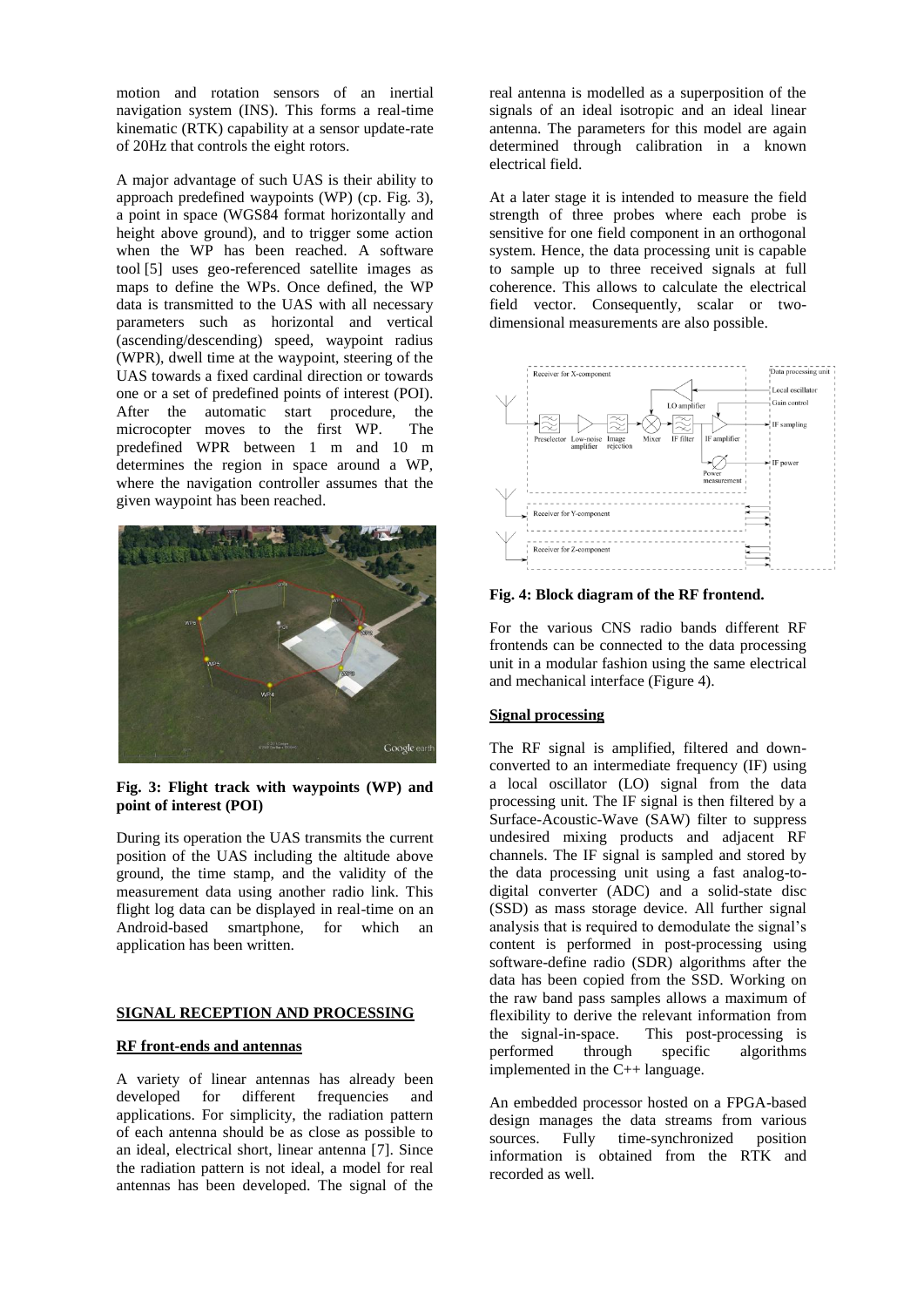motion and rotation sensors of an inertial navigation system (INS). This forms a real-time kinematic (RTK) capability at a sensor update-rate of 20Hz that controls the eight rotors.

A major advantage of such UAS is their ability to approach predefined waypoints (WP) (cp. Fig. 3), a point in space (WGS84 format horizontally and height above ground), and to trigger some action when the WP has been reached. A software tool [5] uses geo-referenced satellite images as maps to define the WPs. Once defined, the WP data is transmitted to the UAS with all necessary parameters such as horizontal and vertical (ascending/descending) speed, waypoint radius (WPR), dwell time at the waypoint, steering of the UAS towards a fixed cardinal direction or towards one or a set of predefined points of interest (POI). After the automatic start procedure, the microcopter moves to the first WP. The predefined WPR between 1 m and 10 m determines the region in space around a WP, where the navigation controller assumes that the given waypoint has been reached.

**Fig. 3: Flight track with waypoints (WP) and point of interest (POI)**

During its operation the UAS transmits the current position of the UAS including the altitude above ground, the time stamp, and the validity of the measurement data using another radio link. This flight log data can be displayed in real-time on an Android-based smartphone, for which an application has been written.

## SIGNAL RECEPTION AND PROCESSING

### RF front-ends and antennas

A variety of linear antennas has already been developed for different frequencies and applications. For simplicity, the radiation pattern of each antenna should be as close as possible to an ideal, electrical short, linear antenna [7]. Since the radiation pattern is not ideal, a model for real antennas has been developed. The signal of the real antenna is modelled as a superposition of the signals of an ideal isotropic and an ideal linear antenna. The parameters for this model are again determined through calibration in a known electrical field.

At a later stage it is intended to measure the field strength of three probes where each probe is sensitive for one field component in an orthogonal system. Hence, the data processing unit is capable to sample up to three received signals at full coherence. This allows to calculate the electrical field vector. Consequently, scalar or two-dimensional measurements are also possible.

**Fig. 4: Block diagram of the RF frontend.**

For the various CNS radio bands different RF frontends can be connected to the data processing unit in a modular fashion using the same electrical and mechanical interface (Figure 4).

### Signal processing

The RF signal is amplified, filtered and down-converted to an intermediate frequency (IF) using a local oscillator (LO) signal from the data processing unit. The IF signal is then filtered by a Surface-Acoustic-Wave (SAW) filter to suppress undesired mixing products and adjacent RF channels. The IF signal is sampled and stored by the data processing unit using a fast analog-to-digital converter (ADC) and a solid-state disc (SSD) as mass storage device. All further signal analysis that is required to demodulate the signal's content is performed in post-processing using software-define radio (SDR) algorithms after the data has been copied from the SSD. Working on the raw band pass samples allows a maximum of flexibility to derive the relevant information from the signal-in-space. This post-processing is performed through specific algorithms implemented in the C++ language.

An embedded processor hosted on a FPGA-based design manages the data streams from various sources. Fully time-synchronized position information is obtained from the RTK and recorded as well.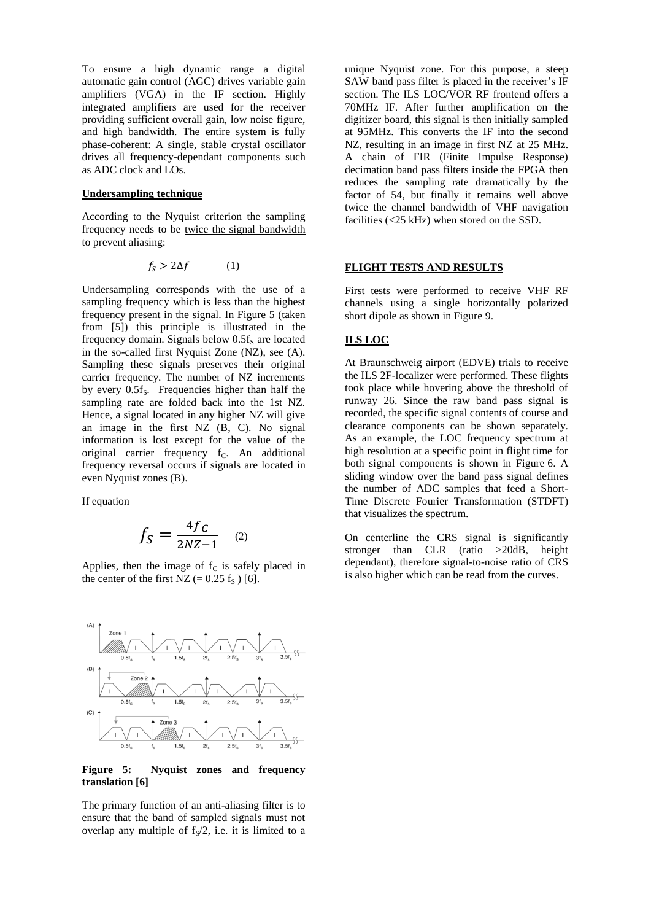To ensure a high dynamic range a digital automatic gain control (AGC) drives variable gain amplifiers (VGA) in the IF section. Highly integrated amplifiers are used for the receiver providing sufficient overall gain, low noise figure, and high bandwidth. The entire system is fully phase-coherent: A single, stable crystal oscillator drives all frequency-dependant components such as ADC clock and LOs.

**Undersampling technique**

According to the Nyquist criterion the sampling frequency needs to be twice the signal bandwidth to prevent aliasing:

$$f_S > 2\Delta f \qquad (1)$$

Undersampling corresponds with the use of a sampling frequency which is less than the highest frequency present in the signal. In Figure 5 (taken from [5]) this principle is illustrated in the frequency domain. Signals below $0.5f_S$ are located in the so-called first Nyquist Zone (NZ), see (A). Sampling these signals preserves their original carrier frequency. The number of NZ increments by every $0.5f_S$. Frequencies higher than half the sampling rate are folded back into the 1st NZ. Hence, a signal located in any higher NZ will give an image in the first NZ (B, C). No signal information is lost except for the value of the original carrier frequency $f_C$. An additional frequency reversal occurs if signals are located in even Nyquist zones (B).

If equation

$$f_S = \frac{4f_C}{2NZ-1} \qquad (2)$$

Applies, then the image of $f_C$ is safely placed in the center of the first NZ ($= 0.25\, f_S$) [6].

**Figure 5: Nyquist zones and frequency translation [6]**

The primary function of an anti-aliasing filter is to ensure that the band of sampled signals must not overlap any multiple of $f_S/2$, i.e. it is limited to a unique Nyquist zone. For this purpose, a steep SAW band pass filter is placed in the receiver's IF section. The ILS LOC/VOR RF frontend offers a 70MHz IF. After further amplification on the digitizer board, this signal is then initially sampled at 95MHz. This converts the IF into the second NZ, resulting in an image in first NZ at 25 MHz. A chain of FIR (Finite Impulse Response) decimation band pass filters inside the FPGA then reduces the sampling rate dramatically by the factor of 54, but finally it remains well above twice the channel bandwidth of VHF navigation facilities (<25 kHz) when stored on the SSD.

**FLIGHT TESTS AND RESULTS**

First tests were performed to receive VHF RF channels using a single horizontally polarized short dipole as shown in Figure 9.

**ILS LOC**

At Braunschweig airport (EDVE) trials to receive the ILS 2F-localizer were performed. These flights took place while hovering above the threshold of runway 26. Since the raw band pass signal is recorded, the specific signal contents of course and clearance components can be shown separately. As an example, the LOC frequency spectrum at high resolution at a specific point in flight time for both signal components is shown in Figure 6. A sliding window over the band pass signal defines the number of ADC samples that feed a Short-Time Discrete Fourier Transformation (STDFT) that visualizes the spectrum.

On centerline the CRS signal is significantly stronger than CLR (ratio >20dB, height dependant), therefore signal-to-noise ratio of CRS is also higher which can be read from the curves.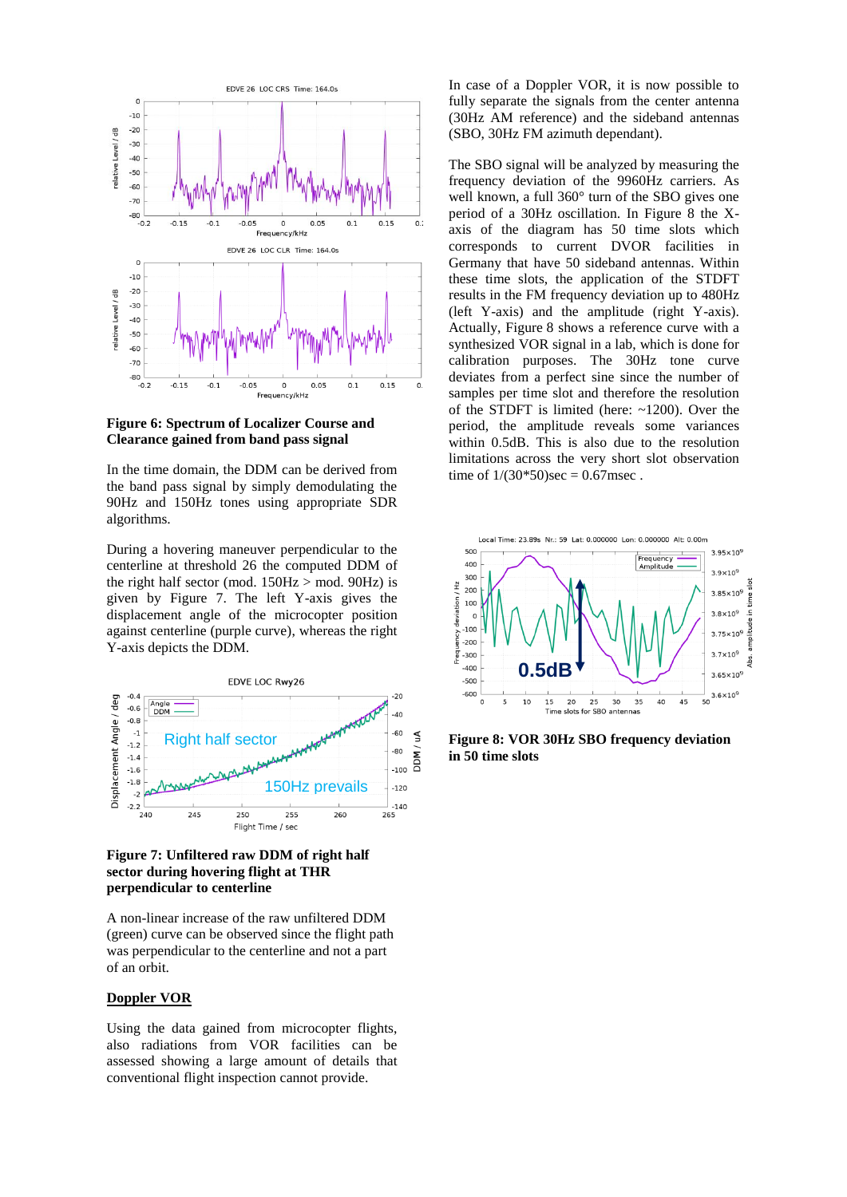**Figure 6: Spectrum of Localizer Course and Clearance gained from band pass signal**

In the time domain, the DDM can be derived from the band pass signal by simply demodulating the 90Hz and 150Hz tones using appropriate SDR algorithms.

During a hovering maneuver perpendicular to the centerline at threshold 26 the computed DDM of the right half sector (mod. 150Hz > mod. 90Hz) is given by Figure 7. The left Y-axis gives the displacement angle of the microcopter position against centerline (purple curve), whereas the right Y-axis depicts the DDM.

**Figure 7: Unfiltered raw DDM of right half sector during hovering flight at THR perpendicular to centerline**

A non-linear increase of the raw unfiltered DDM (green) curve can be observed since the flight path was perpendicular to the centerline and not a part of an orbit.

## Doppler VOR

Using the data gained from microcopter flights, also radiations from VOR facilities can be assessed showing a large amount of details that conventional flight inspection cannot provide.

In case of a Doppler VOR, it is now possible to fully separate the signals from the center antenna (30Hz AM reference) and the sideband antennas (SBO, 30Hz FM azimuth dependant).

The SBO signal will be analyzed by measuring the frequency deviation of the 9960Hz carriers. As well known, a full 360° turn of the SBO gives one period of a 30Hz oscillation. In Figure 8 the X-axis of the diagram has 50 time slots which corresponds to current DVOR facilities in Germany that have 50 sideband antennas. Within these time slots, the application of the STDFT results in the FM frequency deviation up to 480Hz (left Y-axis) and the amplitude (right Y-axis). Actually, Figure 8 shows a reference curve with a synthesized VOR signal in a lab, which is done for calibration purposes. The 30Hz tone curve deviates from a perfect sine since the number of samples per time slot and therefore the resolution of the STDFT is limited (here: ~1200). Over the period, the amplitude reveals some variances within 0.5dB. This is also due to the resolution limitations across the very short slot observation time of 1/(30*50)sec = 0.67msec .

**Figure 8: VOR 30Hz SBO frequency deviation in 50 time slots**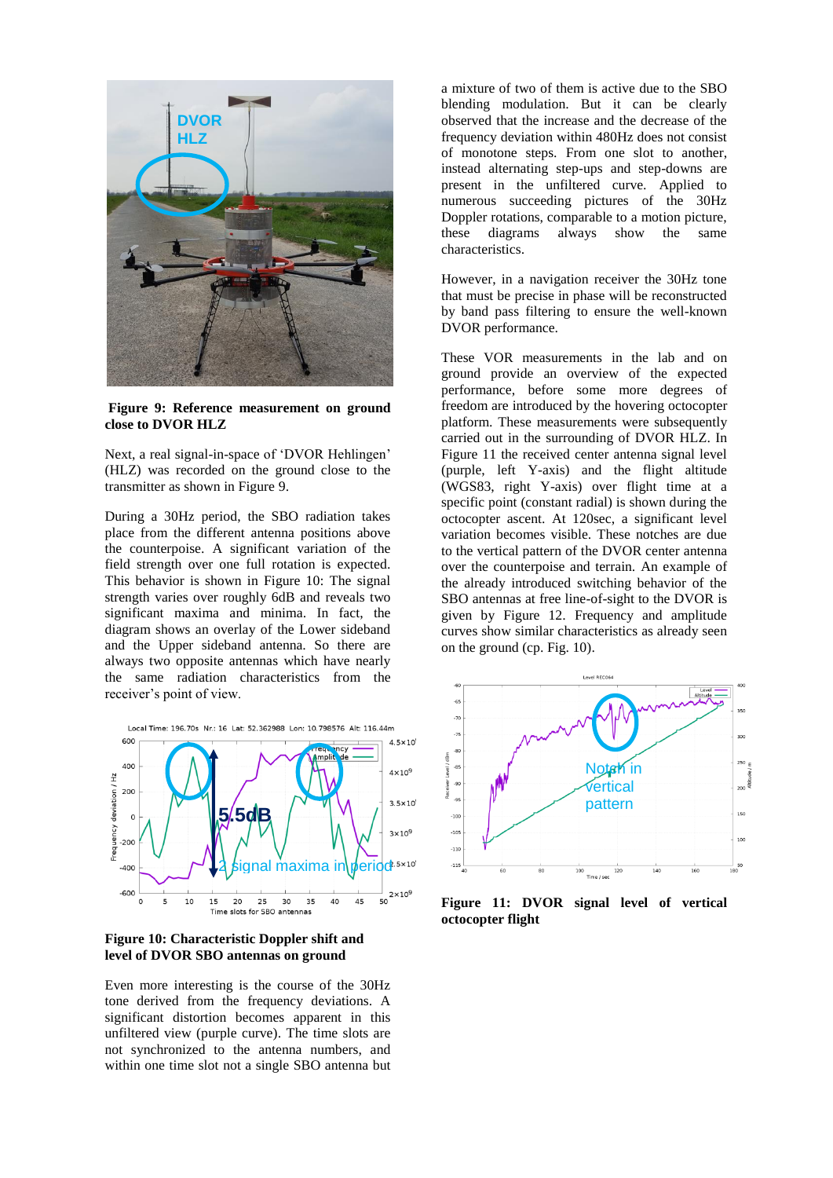**Figure 9: Reference measurement on ground close to DVOR HLZ**

Next, a real signal-in-space of 'DVOR Hehlingen' (HLZ) was recorded on the ground close to the transmitter as shown in Figure 9.

During a 30Hz period, the SBO radiation takes place from the different antenna positions above the counterpoise. A significant variation of the field strength over one full rotation is expected. This behavior is shown in Figure 10: The signal strength varies over roughly 6dB and reveals two significant maxima and minima. In fact, the diagram shows an overlay of the Lower sideband and the Upper sideband antenna. So there are always two opposite antennas which have nearly the same radiation characteristics from the receiver's point of view.

**Figure 10: Characteristic Doppler shift and level of DVOR SBO antennas on ground**

Even more interesting is the course of the 30Hz tone derived from the frequency deviations. A significant distortion becomes apparent in this unfiltered view (purple curve). The time slots are not synchronized to the antenna numbers, and within one time slot not a single SBO antenna but a mixture of two of them is active due to the SBO blending modulation. But it can be clearly observed that the increase and the decrease of the frequency deviation within 480Hz does not consist of monotone steps. From one slot to another, instead alternating step-ups and step-downs are present in the unfiltered curve. Applied to numerous succeeding pictures of the 30Hz Doppler rotations, comparable to a motion picture, these diagrams always show the same characteristics.

However, in a navigation receiver the 30Hz tone that must be precise in phase will be reconstructed by band pass filtering to ensure the well-known DVOR performance.

These VOR measurements in the lab and on ground provide an overview of the expected performance, before some more degrees of freedom are introduced by the hovering octocopter platform. These measurements were subsequently carried out in the surrounding of DVOR HLZ. In Figure 11 the received center antenna signal level (purple, left Y-axis) and the flight altitude (WGS83, right Y-axis) over flight time at a specific point (constant radial) is shown during the octocopter ascent. At 120sec, a significant level variation becomes visible. These notches are due to the vertical pattern of the DVOR center antenna over the counterpoise and terrain. An example of the already introduced switching behavior of the SBO antennas at free line-of-sight to the DVOR is given by Figure 12. Frequency and amplitude curves show similar characteristics as already seen on the ground (cp. Fig. 10).

**Figure 11: DVOR signal level of vertical octocopter flight**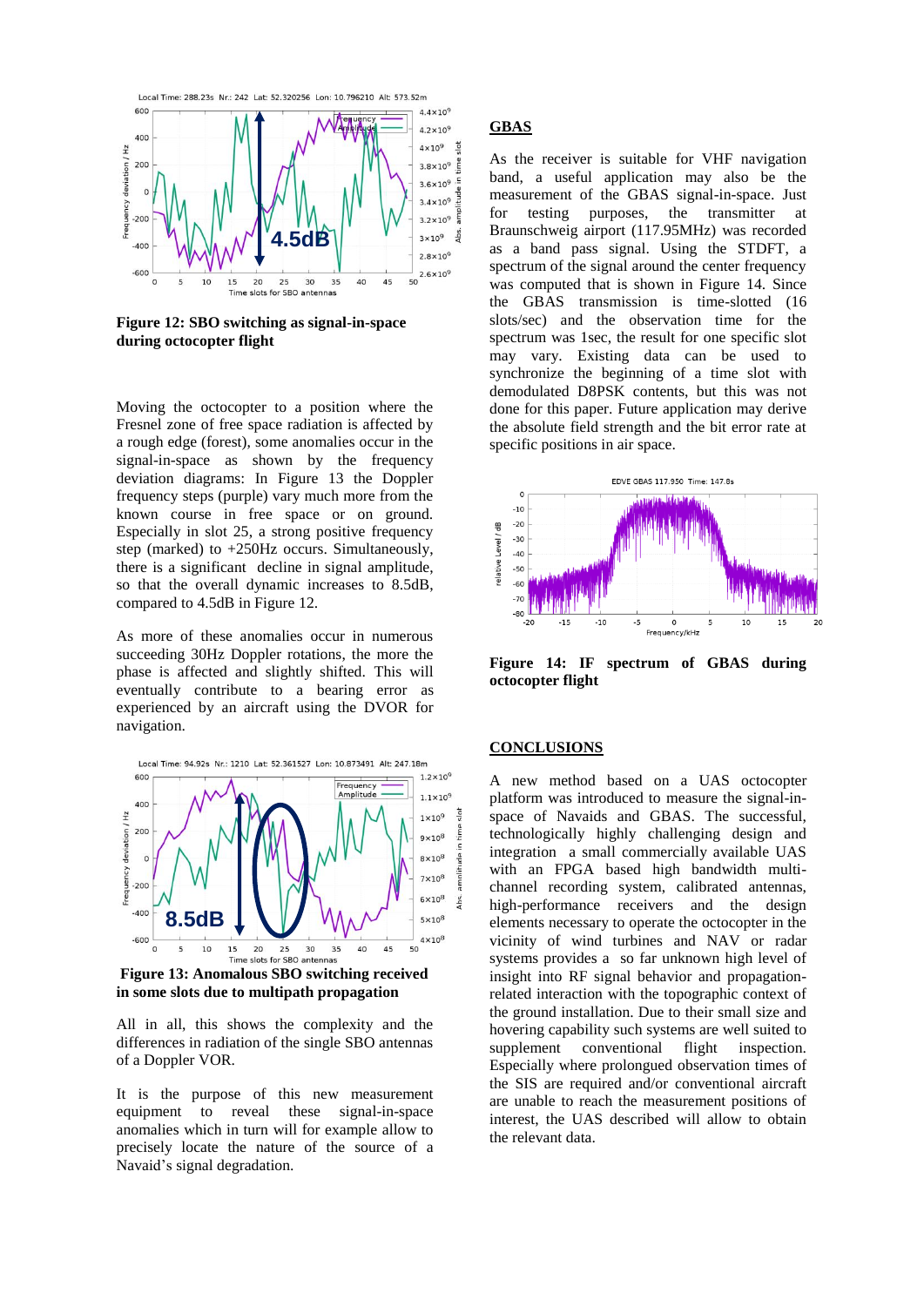Figure 12: SBO switching as signal-in-space during octocopter flight

Moving the octocopter to a position where the Fresnel zone of free space radiation is affected by a rough edge (forest), some anomalies occur in the signal-in-space as shown by the frequency deviation diagrams: In Figure 13 the Doppler frequency steps (purple) vary much more from the known course in free space or on ground. Especially in slot 25, a strong positive frequency step (marked) to +250Hz occurs. Simultaneously, there is a significant decline in signal amplitude, so that the overall dynamic increases to 8.5dB, compared to 4.5dB in Figure 12.

As more of these anomalies occur in numerous succeeding 30Hz Doppler rotations, the more the phase is affected and slightly shifted. This will eventually contribute to a bearing error as experienced by an aircraft using the DVOR for navigation.

Figure 13: Anomalous SBO switching received in some slots due to multipath propagation

All in all, this shows the complexity and the differences in radiation of the single SBO antennas of a Doppler VOR.

It is the purpose of this new measurement equipment to reveal these signal-in-space anomalies which in turn will for example allow to precisely locate the nature of the source of a Navaid's signal degradation.

## GBAS

As the receiver is suitable for VHF navigation band, a useful application may also be the measurement of the GBAS signal-in-space. Just for testing purposes, the transmitter at Braunschweig airport (117.95MHz) was recorded as a band pass signal. Using the STDFT, a spectrum of the signal around the center frequency was computed that is shown in Figure 14. Since the GBAS transmission is time-slotted (16 slots/sec) and the observation time for the spectrum was 1sec, the result for one specific slot may vary. Existing data can be used to synchronize the beginning of a time slot with demodulated D8PSK contents, but this was not done for this paper. Future application may derive the absolute field strength and the bit error rate at specific positions in air space.

Figure 14: IF spectrum of GBAS during octocopter flight

## CONCLUSIONS

A new method based on a UAS octocopter platform was introduced to measure the signal-in-space of Navaids and GBAS. The successful, technologically highly challenging design and integration a small commercially available UAS with an FPGA based high bandwidth multi-channel recording system, calibrated antennas, high-performance receivers and the design elements necessary to operate the octocopter in the vicinity of wind turbines and NAV or radar systems provides a so far unknown high level of insight into RF signal behavior and propagation-related interaction with the topographic context of the ground installation. Due to their small size and hovering capability such systems are well suited to supplement conventional flight inspection. Especially where prolongued observation times of the SIS are required and/or conventional aircraft are unable to reach the measurement positions of interest, the UAS described will allow to obtain the relevant data.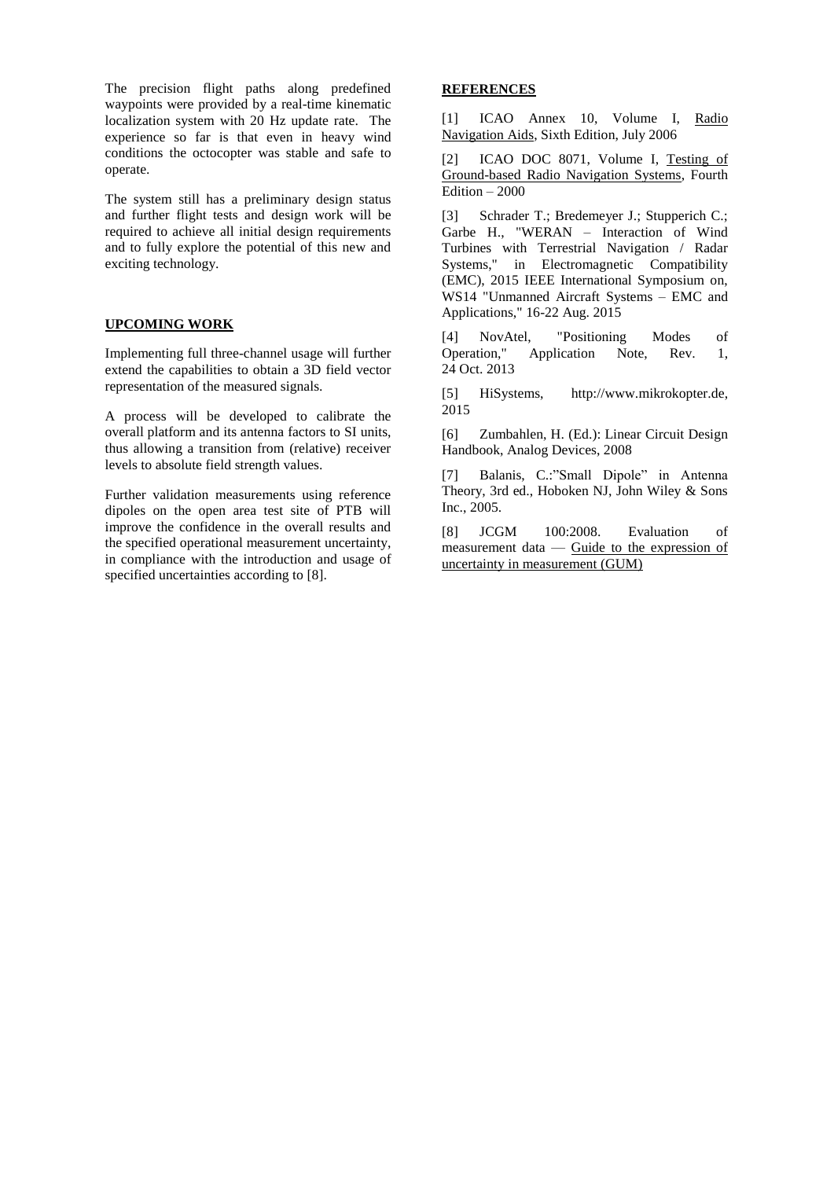The precision flight paths along predefined waypoints were provided by a real-time kinematic localization system with 20 Hz update rate. The experience so far is that even in heavy wind conditions the octocopter was stable and safe to operate.

The system still has a preliminary design status and further flight tests and design work will be required to achieve all initial design requirements and to fully explore the potential of this new and exciting technology.

## UPCOMING WORK

Implementing full three-channel usage will further extend the capabilities to obtain a 3D field vector representation of the measured signals.

A process will be developed to calibrate the overall platform and its antenna factors to SI units, thus allowing a transition from (relative) receiver levels to absolute field strength values.

Further validation measurements using reference dipoles on the open area test site of PTB will improve the confidence in the overall results and the specified operational measurement uncertainty, in compliance with the introduction and usage of specified uncertainties according to [8].

## REFERENCES

[1] ICAO Annex 10, Volume I, Radio Navigation Aids, Sixth Edition, July 2006

[2] ICAO DOC 8071, Volume I, Testing of Ground-based Radio Navigation Systems, Fourth Edition – 2000

[3] Schrader T.; Bredemeyer J.; Stupperich C.; Garbe H., "WERAN – Interaction of Wind Turbines with Terrestrial Navigation / Radar Systems," in Electromagnetic Compatibility (EMC), 2015 IEEE International Symposium on, WS14 "Unmanned Aircraft Systems – EMC and Applications," 16-22 Aug. 2015

[4] NovAtel, "Positioning Modes of Operation," Application Note, Rev. 1, 24 Oct. 2013

[5] HiSystems, http://www.mikrokopter.de, 2015

[6] Zumbahlen, H. (Ed.): Linear Circuit Design Handbook, Analog Devices, 2008

[7] Balanis, C.:"Small Dipole" in Antenna Theory, 3rd ed., Hoboken NJ, John Wiley & Sons Inc., 2005.

[8] JCGM 100:2008. Evaluation of measurement data — Guide to the expression of uncertainty in measurement (GUM)